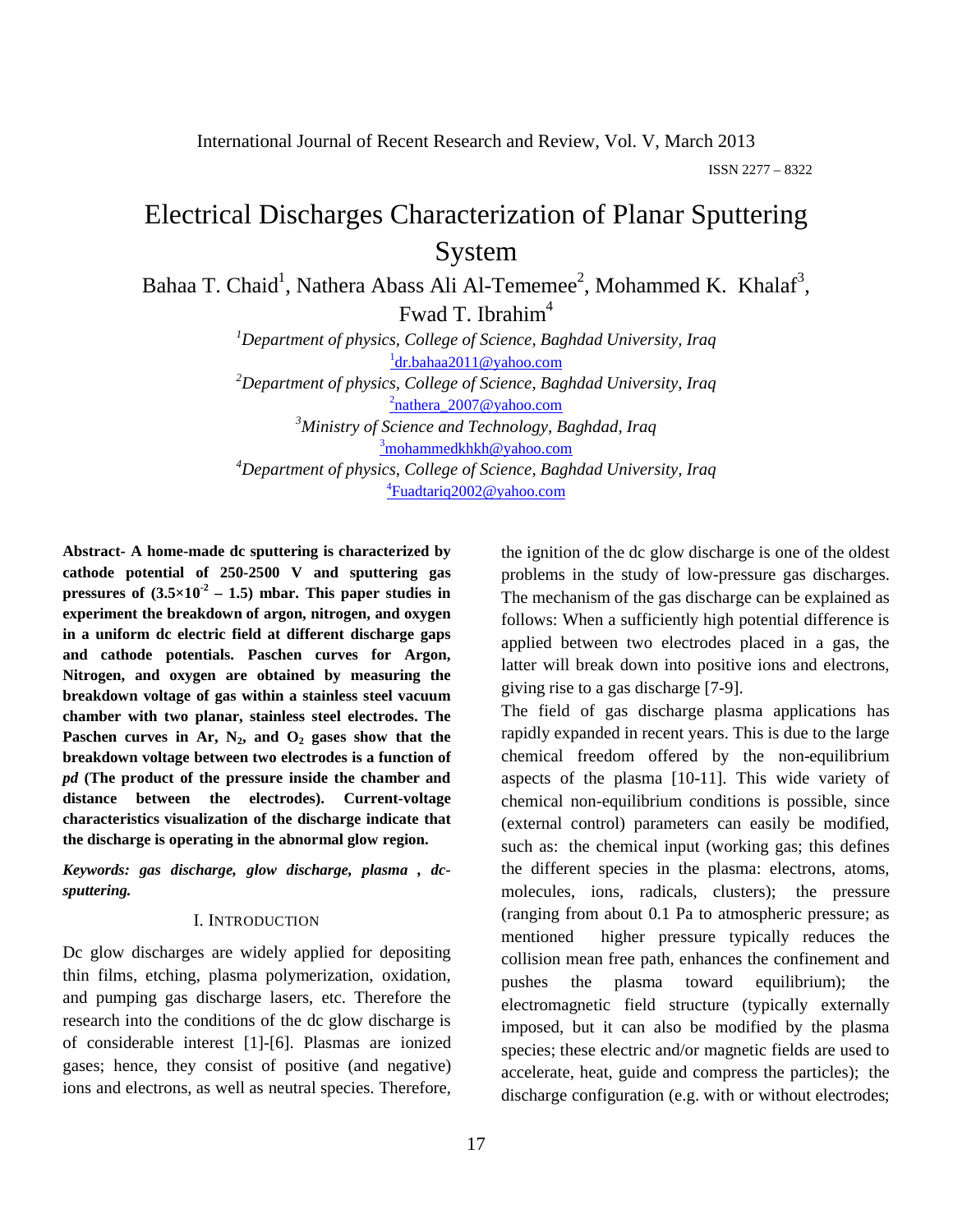# Electrical Discharges Characterization of Planar Sputtering System

Bahaa T. Chaid[1], Nathera Abass Ali Al-Tememee[2], Mohammed K. Khalaf[3], Fwad T. Ibrahim[4]

[1]*Department of physics, College of Science, Baghdad University, Iraq*
[1]dr.bahaa2011@yahoo.com

[2]*Department of physics, College of Science, Baghdad University, Iraq*
[2]nathera_2007@yahoo.com

[3]*Ministry of Science and Technology, Baghdad, Iraq*
[3]mohammedkhkh@yahoo.com

[4]*Department of physics, College of Science, Baghdad University, Iraq*
[4]Fuadtariq2002@yahoo.com

**Abstract- A home-made dc sputtering is characterized by cathode potential of 250-2500 V and sputtering gas pressures of ($3.5\times10^{-2}$ – 1.5) mbar. This paper studies in experiment the breakdown of argon, nitrogen, and oxygen in a uniform dc electric field at different discharge gaps and cathode potentials. Paschen curves for Argon, Nitrogen, and oxygen are obtained by measuring the breakdown voltage of gas within a stainless steel vacuum chamber with two planar, stainless steel electrodes. The Paschen curves in Ar, $N_2$, and $O_2$ gases show that the breakdown voltage between two electrodes is a function of *pd* (The product of the pressure inside the chamber and distance between the electrodes). Current-voltage characteristics visualization of the discharge indicate that the discharge is operating in the abnormal glow region.**

***Keywords: gas discharge, glow discharge, plasma , dc-sputtering.***

## I. Introduction

Dc glow discharges are widely applied for depositing thin films, etching, plasma polymerization, oxidation, and pumping gas discharge lasers, etc. Therefore the research into the conditions of the dc glow discharge is of considerable interest [1]-[6]. Plasmas are ionized gases; hence, they consist of positive (and negative) ions and electrons, as well as neutral species. Therefore, the ignition of the dc glow discharge is one of the oldest problems in the study of low-pressure gas discharges. The mechanism of the gas discharge can be explained as follows: When a sufficiently high potential difference is applied between two electrodes placed in a gas, the latter will break down into positive ions and electrons, giving rise to a gas discharge [7-9].

The field of gas discharge plasma applications has rapidly expanded in recent years. This is due to the large chemical freedom offered by the non-equilibrium aspects of the plasma [10-11]. This wide variety of chemical non-equilibrium conditions is possible, since (external control) parameters can easily be modified, such as: the chemical input (working gas; this defines the different species in the plasma: electrons, atoms, molecules, ions, radicals, clusters); the pressure (ranging from about 0.1 Pa to atmospheric pressure; as mentioned higher pressure typically reduces the collision mean free path, enhances the confinement and pushes the plasma toward equilibrium); the electromagnetic field structure (typically externally imposed, but it can also be modified by the plasma species; these electric and/or magnetic fields are used to accelerate, heat, guide and compress the particles); the discharge configuration (e.g. with or without electrodes;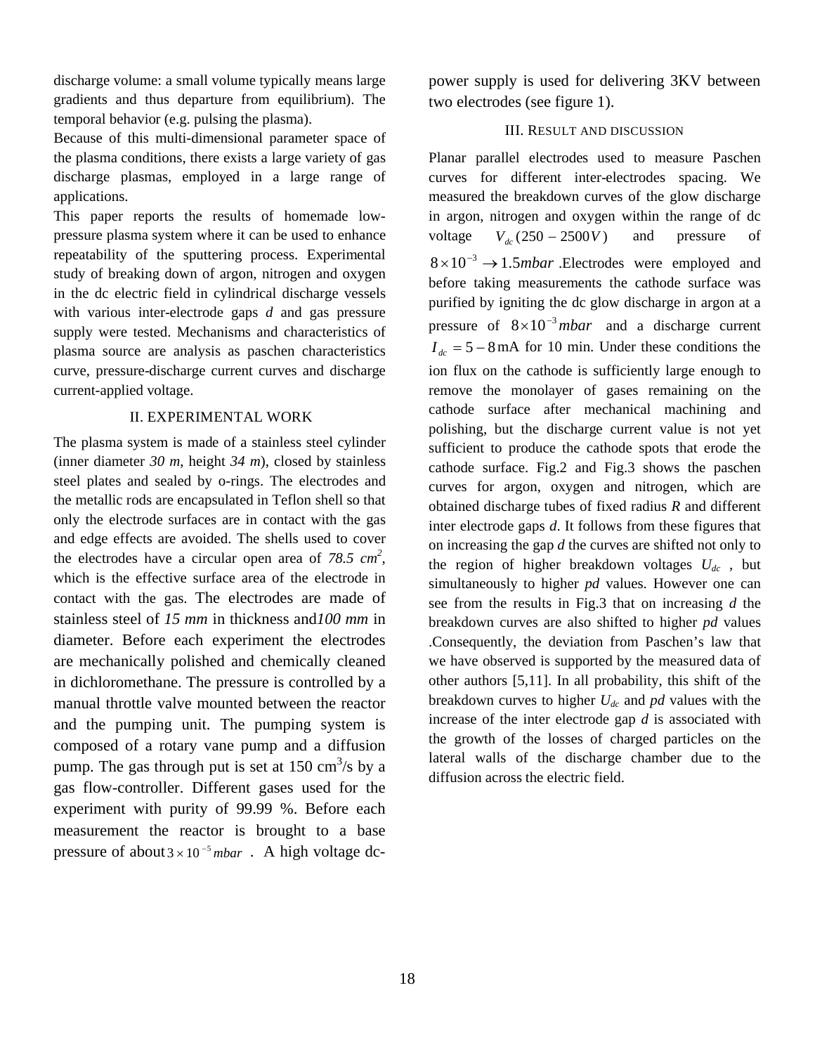discharge volume: a small volume typically means large gradients and thus departure from equilibrium). The temporal behavior (e.g. pulsing the plasma).

Because of this multi-dimensional parameter space of the plasma conditions, there exists a large variety of gas discharge plasmas, employed in a large range of applications.

This paper reports the results of homemade low-pressure plasma system where it can be used to enhance repeatability of the sputtering process. Experimental study of breaking down of argon, nitrogen and oxygen in the dc electric field in cylindrical discharge vessels with various inter-electrode gaps *d* and gas pressure supply were tested. Mechanisms and characteristics of plasma source are analysis as paschen characteristics curve, pressure-discharge current curves and discharge current-applied voltage.

## II. EXPERIMENTAL WORK

The plasma system is made of a stainless steel cylinder (inner diameter *30 m*, height *34 m*), closed by stainless steel plates and sealed by o-rings. The electrodes and the metallic rods are encapsulated in Teflon shell so that only the electrode surfaces are in contact with the gas and edge effects are avoided. The shells used to cover the electrodes have a circular open area of *78.5* $cm^2$, which is the effective surface area of the electrode in contact with the gas. The electrodes are made of stainless steel of *15 mm* in thickness and*100 mm* in diameter. Before each experiment the electrodes are mechanically polished and chemically cleaned in dichloromethane. The pressure is controlled by a manual throttle valve mounted between the reactor and the pumping unit. The pumping system is composed of a rotary vane pump and a diffusion pump. The gas through put is set at 150 $cm^3$/s by a gas flow-controller. Different gases used for the experiment with purity of 99.99 %. Before each measurement the reactor is brought to a base pressure of about $3 \times 10^{-5}\,mbar$ . A high voltage dc-power supply is used for delivering 3KV between two electrodes (see figure 1).

## III. RESULT AND DISCUSSION

Planar parallel electrodes used to measure Paschen curves for different inter-electrodes spacing. We measured the breakdown curves of the glow discharge in argon, nitrogen and oxygen within the range of dc voltage $V_{dc}(250-2500V)$ and pressure of $8\times10^{-3} \rightarrow 1.5 mbar$ .Electrodes were employed and before taking measurements the cathode surface was purified by igniting the dc glow discharge in argon at a pressure of $8\times10^{-3} mbar$ and a discharge current $I_{dc} = 5-8$ mA for 10 min. Under these conditions the ion flux on the cathode is sufficiently large enough to remove the monolayer of gases remaining on the cathode surface after mechanical machining and polishing, but the discharge current value is not yet sufficient to produce the cathode spots that erode the cathode surface. Fig.2 and Fig.3 shows the paschen curves for argon, oxygen and nitrogen, which are obtained discharge tubes of fixed radius *R* and different inter electrode gaps *d*. It follows from these figures that on increasing the gap *d* the curves are shifted not only to the region of higher breakdown voltages $U_{dc}$ , but simultaneously to higher *pd* values. However one can see from the results in Fig.3 that on increasing *d* the breakdown curves are also shifted to higher *pd* values .Consequently, the deviation from Paschen's law that we have observed is supported by the measured data of other authors [5,11]. In all probability, this shift of the breakdown curves to higher $U_{dc}$ and *pd* values with the increase of the inter electrode gap *d* is associated with the growth of the losses of charged particles on the lateral walls of the discharge chamber due to the diffusion across the electric field.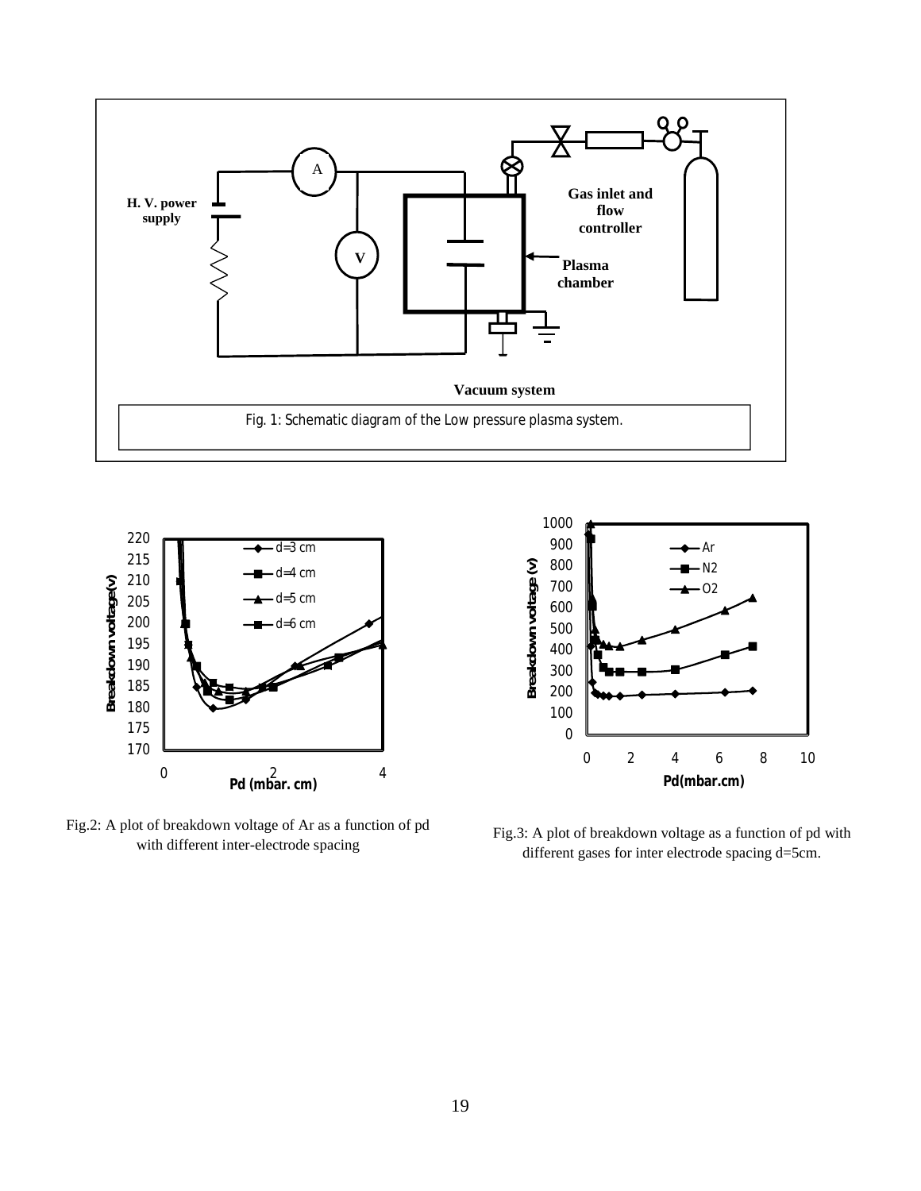Fig. 1: Schematic diagram of the Low pressure plasma system.

Fig.2: A plot of breakdown voltage of Ar as a function of pd with different inter-electrode spacing

Fig.3: A plot of breakdown voltage as a function of pd with different gases for inter electrode spacing d=5cm.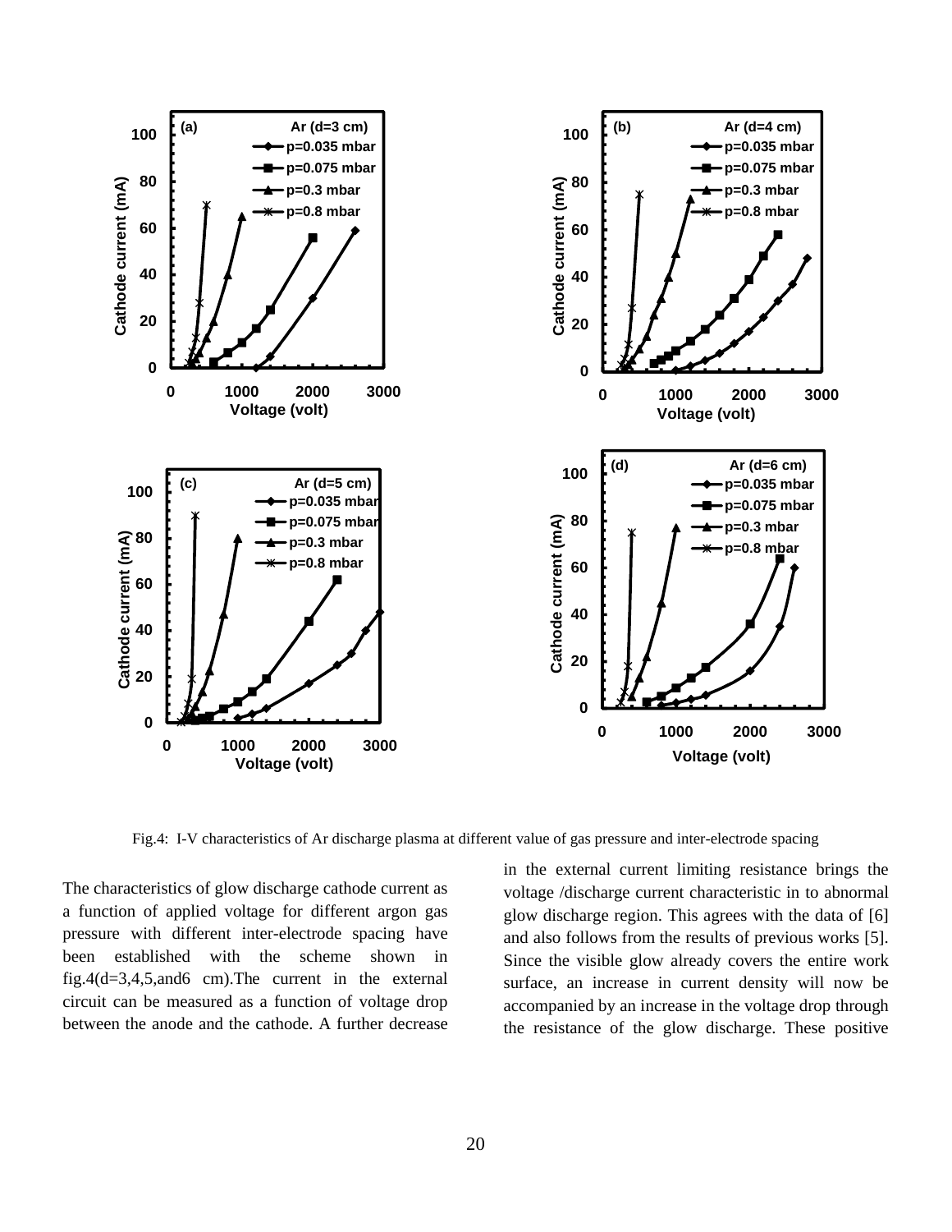Fig.4: I-V characteristics of Ar discharge plasma at different value of gas pressure and inter-electrode spacing

The characteristics of glow discharge cathode current as a function of applied voltage for different argon gas pressure with different inter-electrode spacing have been established with the scheme shown in fig.4(d=3,4,5,and6 cm).The current in the external circuit can be measured as a function of voltage drop between the anode and the cathode. A further decrease in the external current limiting resistance brings the voltage /discharge current characteristic in to abnormal glow discharge region. This agrees with the data of [6] and also follows from the results of previous works [5]. Since the visible glow already covers the entire work surface, an increase in current density will now be accompanied by an increase in the voltage drop through the resistance of the glow discharge. These positive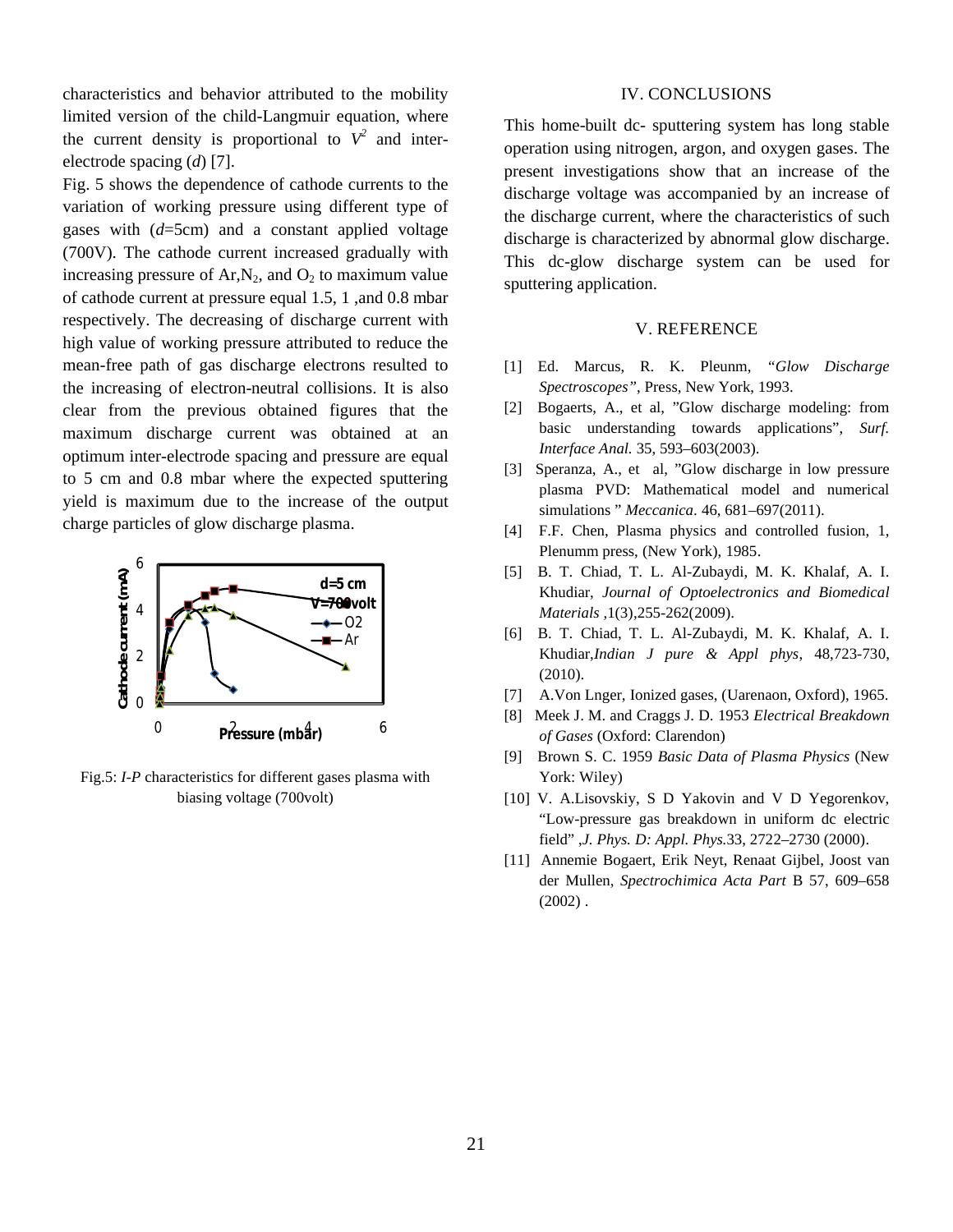characteristics and behavior attributed to the mobility limited version of the child-Langmuir equation, where the current density is proportional to $V^2$ and inter-electrode spacing (*d*) [7].

Fig. 5 shows the dependence of cathode currents to the variation of working pressure using different type of gases with (*d*=5cm) and a constant applied voltage (700V). The cathode current increased gradually with increasing pressure of Ar,$N_2$, and $O_2$ to maximum value of cathode current at pressure equal 1.5, 1 ,and 0.8 mbar respectively. The decreasing of discharge current with high value of working pressure attributed to reduce the mean-free path of gas discharge electrons resulted to the increasing of electron-neutral collisions. It is also clear from the previous obtained figures that the maximum discharge current was obtained at an optimum inter-electrode spacing and pressure are equal to 5 cm and 0.8 mbar where the expected sputtering yield is maximum due to the increase of the output charge particles of glow discharge plasma.

d=5 cm
V=700volt
O2
Ar
Cathode current (mA)
Pressure (mbar)
0
2
4
6
0
2
4
6

Fig.5: *I-P* characteristics for different gases plasma with biasing voltage (700volt)

## IV. CONCLUSIONS

This home-built dc- sputtering system has long stable operation using nitrogen, argon, and oxygen gases. The present investigations show that an increase of the discharge voltage was accompanied by an increase of the discharge current, where the characteristics of such discharge is characterized by abnormal glow discharge. This dc-glow discharge system can be used for sputtering application.

## V. REFERENCE

[1] Ed. Marcus, R. K. Pleunm, *"Glow Discharge Spectroscopes"*, Press, New York, 1993.

[2] Bogaerts, A., et al, "Glow discharge modeling: from basic understanding towards applications", *Surf. Interface Anal.* 35, 593–603(2003).

[3] Speranza, A., et al, "Glow discharge in low pressure plasma PVD: Mathematical model and numerical simulations " *Meccanica*. 46, 681–697(2011).

[4] F.F. Chen, Plasma physics and controlled fusion, 1, Plenumm press, (New York), 1985.

[5] B. T. Chiad, T. L. Al-Zubaydi, M. K. Khalaf, A. I. Khudiar, *Journal of Optoelectronics and Biomedical Materials* ,1(3),255-262(2009).

[6] B. T. Chiad, T. L. Al-Zubaydi, M. K. Khalaf, A. I. Khudiar,*Indian J pure & Appl phys*, 48,723-730, (2010).

[7] A.Von Lnger, Ionized gases, (Uarenaon, Oxford), 1965.

[8] Meek J. M. and Craggs J. D. 1953 *Electrical Breakdown of Gases* (Oxford: Clarendon)

[9] Brown S. C. 1959 *Basic Data of Plasma Physics* (New York: Wiley)

[10] V. A.Lisovskiy, S D Yakovin and V D Yegorenkov, "Low-pressure gas breakdown in uniform dc electric field" ,*J. Phys. D: Appl. Phys.*33, 2722–2730 (2000).

[11] Annemie Bogaert, Erik Neyt, Renaat Gijbel, Joost van der Mullen, *Spectrochimica Acta Part* B 57, 609–658 (2002) .